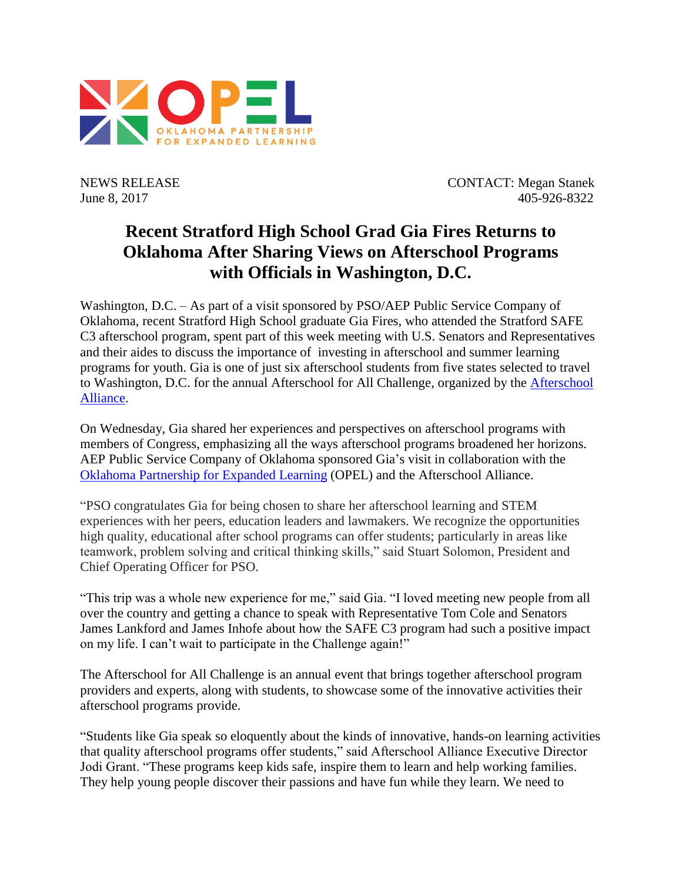OPEL
OKLAHOMA PARTNERSHIP FOR EXPANDED LEARNING

NEWS RELEASE
June 8, 2017

CONTACT: Megan Stanek
405-926-8322

# Recent Stratford High School Grad Gia Fires Returns to Oklahoma After Sharing Views on Afterschool Programs with Officials in Washington, D.C.

Washington, D.C. – As part of a visit sponsored by PSO/AEP Public Service Company of Oklahoma, recent Stratford High School graduate Gia Fires, who attended the Stratford SAFE C3 afterschool program, spent part of this week meeting with U.S. Senators and Representatives and their aides to discuss the importance of investing in afterschool and summer learning programs for youth. Gia is one of just six afterschool students from five states selected to travel to Washington, D.C. for the annual Afterschool for All Challenge, organized by the Afterschool Alliance.

On Wednesday, Gia shared her experiences and perspectives on afterschool programs with members of Congress, emphasizing all the ways afterschool programs broadened her horizons. AEP Public Service Company of Oklahoma sponsored Gia's visit in collaboration with the Oklahoma Partnership for Expanded Learning (OPEL) and the Afterschool Alliance.

"PSO congratulates Gia for being chosen to share her afterschool learning and STEM experiences with her peers, education leaders and lawmakers. We recognize the opportunities high quality, educational after school programs can offer students; particularly in areas like teamwork, problem solving and critical thinking skills," said Stuart Solomon, President and Chief Operating Officer for PSO.

"This trip was a whole new experience for me," said Gia. "I loved meeting new people from all over the country and getting a chance to speak with Representative Tom Cole and Senators James Lankford and James Inhofe about how the SAFE C3 program had such a positive impact on my life. I can't wait to participate in the Challenge again!"

The Afterschool for All Challenge is an annual event that brings together afterschool program providers and experts, along with students, to showcase some of the innovative activities their afterschool programs provide.

"Students like Gia speak so eloquently about the kinds of innovative, hands-on learning activities that quality afterschool programs offer students," said Afterschool Alliance Executive Director Jodi Grant. "These programs keep kids safe, inspire them to learn and help working families. They help young people discover their passions and have fun while they learn. We need to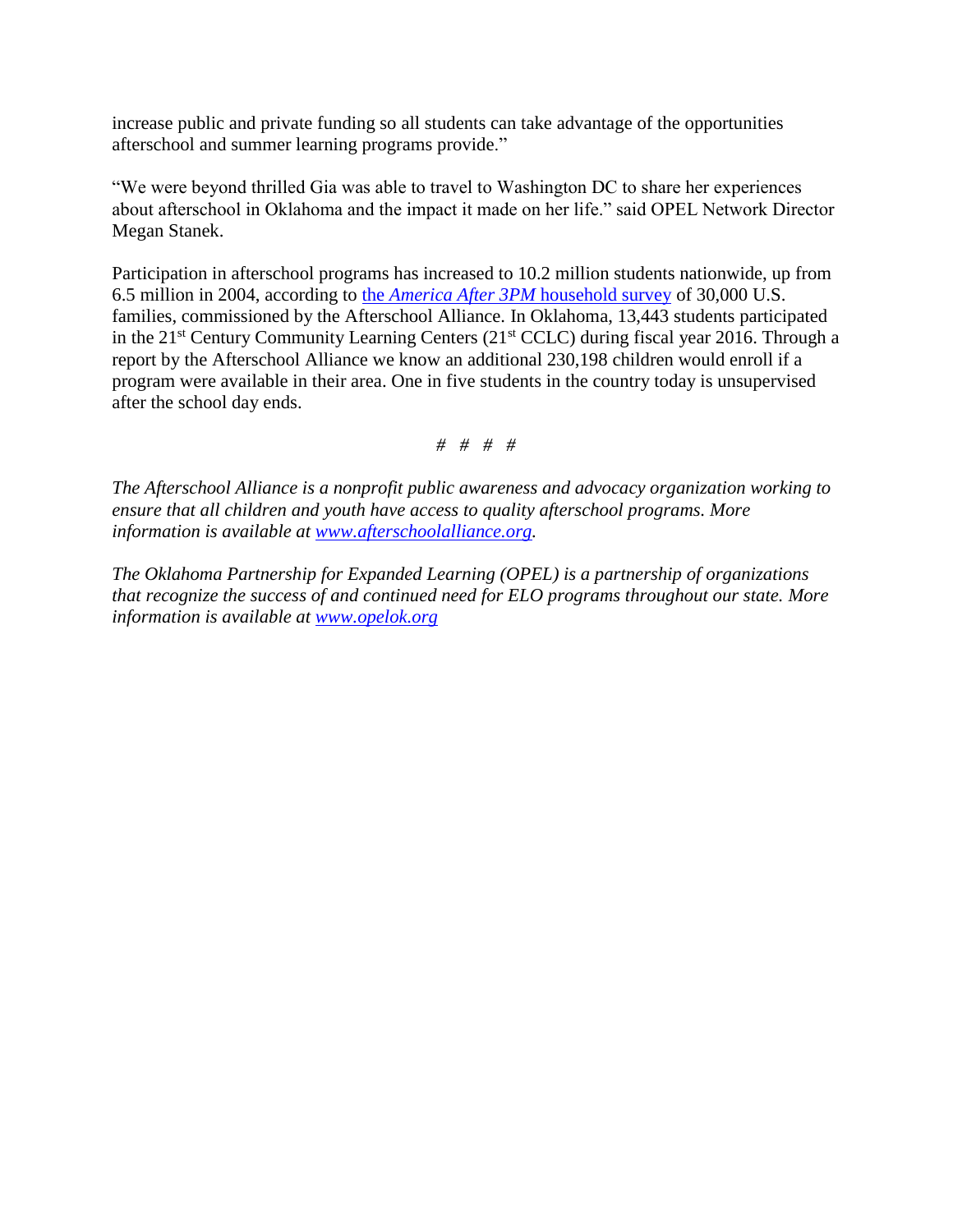increase public and private funding so all students can take advantage of the opportunities afterschool and summer learning programs provide."

"We were beyond thrilled Gia was able to travel to Washington DC to share her experiences about afterschool in Oklahoma and the impact it made on her life." said OPEL Network Director Megan Stanek.

Participation in afterschool programs has increased to 10.2 million students nationwide, up from 6.5 million in 2004, according to the *America After 3PM* household survey of 30,000 U.S. families, commissioned by the Afterschool Alliance. In Oklahoma, 13,443 students participated in the 21st Century Community Learning Centers (21st CCLC) during fiscal year 2016. Through a report by the Afterschool Alliance we know an additional 230,198 children would enroll if a program were available in their area. One in five students in the country today is unsupervised after the school day ends.

\# # # #

*The Afterschool Alliance is a nonprofit public awareness and advocacy organization working to ensure that all children and youth have access to quality afterschool programs. More information is available at www.afterschoolalliance.org.*

*The Oklahoma Partnership for Expanded Learning (OPEL) is a partnership of organizations that recognize the success of and continued need for ELO programs throughout our state. More information is available at www.opelok.org*